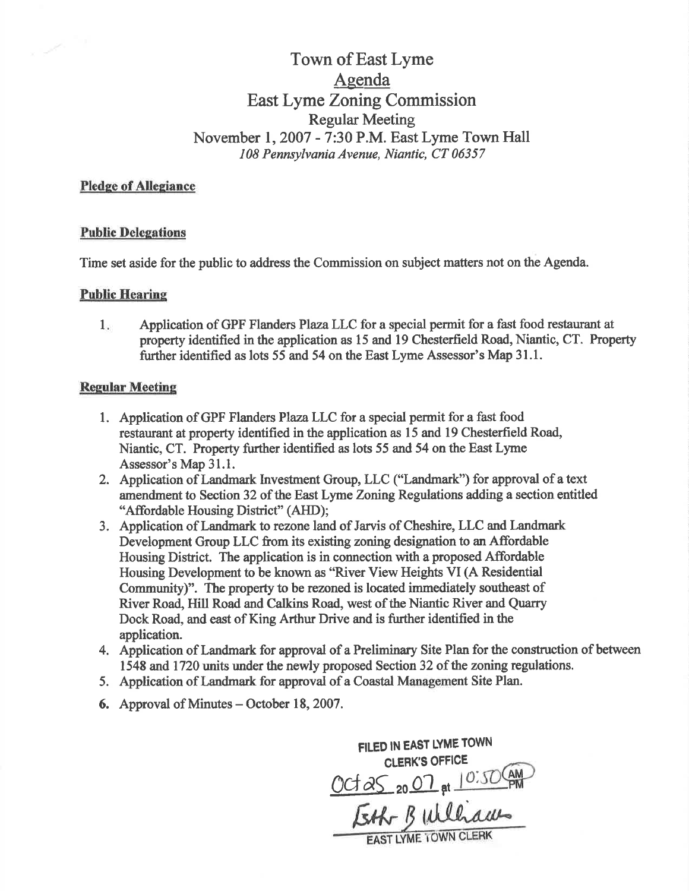# Town of East Lyme

## Agenda

## East Lyme Zoning Commission

### Regular Meeting

### November 1, 2007 - 7:30 P.M. East Lyme Town Hall

*108 Pennsylvania Avenue, Niantic, CT 06357*

**Pledge of Allegiance**

**Public Delegations**

Time set aside for the public to address the Commission on subject matters not on the Agenda.

**Public Hearing**

1. Application of GPF Flanders Plaza LLC for a special permit for a fast food restaurant at property identified in the application as 15 and 19 Chesterfield Road, Niantic, CT. Property further identified as lots 55 and 54 on the East Lyme Assessor's Map 31.1.

**Regular Meeting**

1. Application of GPF Flanders Plaza LLC for a special permit for a fast food restaurant at property identified in the application as 15 and 19 Chesterfield Road, Niantic, CT. Property further identified as lots 55 and 54 on the East Lyme Assessor's Map 31.1.
2. Application of Landmark Investment Group, LLC ("Landmark") for approval of a text amendment to Section 32 of the East Lyme Zoning Regulations adding a section entitled "Affordable Housing District" (AHD);
3. Application of Landmark to rezone land of Jarvis of Cheshire, LLC and Landmark Development Group LLC from its existing zoning designation to an Affordable Housing District. The application is in connection with a proposed Affordable Housing Development to be known as "River View Heights VI (A Residential Community)". The property to be rezoned is located immediately southeast of River Road, Hill Road and Calkins Road, west of the Niantic River and Quarry Dock Road, and east of King Arthur Drive and is further identified in the application.
4. Application of Landmark for approval of a Preliminary Site Plan for the construction of between 1548 and 1720 units under the newly proposed Section 32 of the zoning regulations.
5. Application of Landmark for approval of a Coastal Management Site Plan.
6. Approval of Minutes – October 18, 2007.

FILED IN EAST LYME TOWN CLERK'S OFFICE
Oct 25 2007 at 10:50 AM
Esther B Williams
EAST LYME TOWN CLERK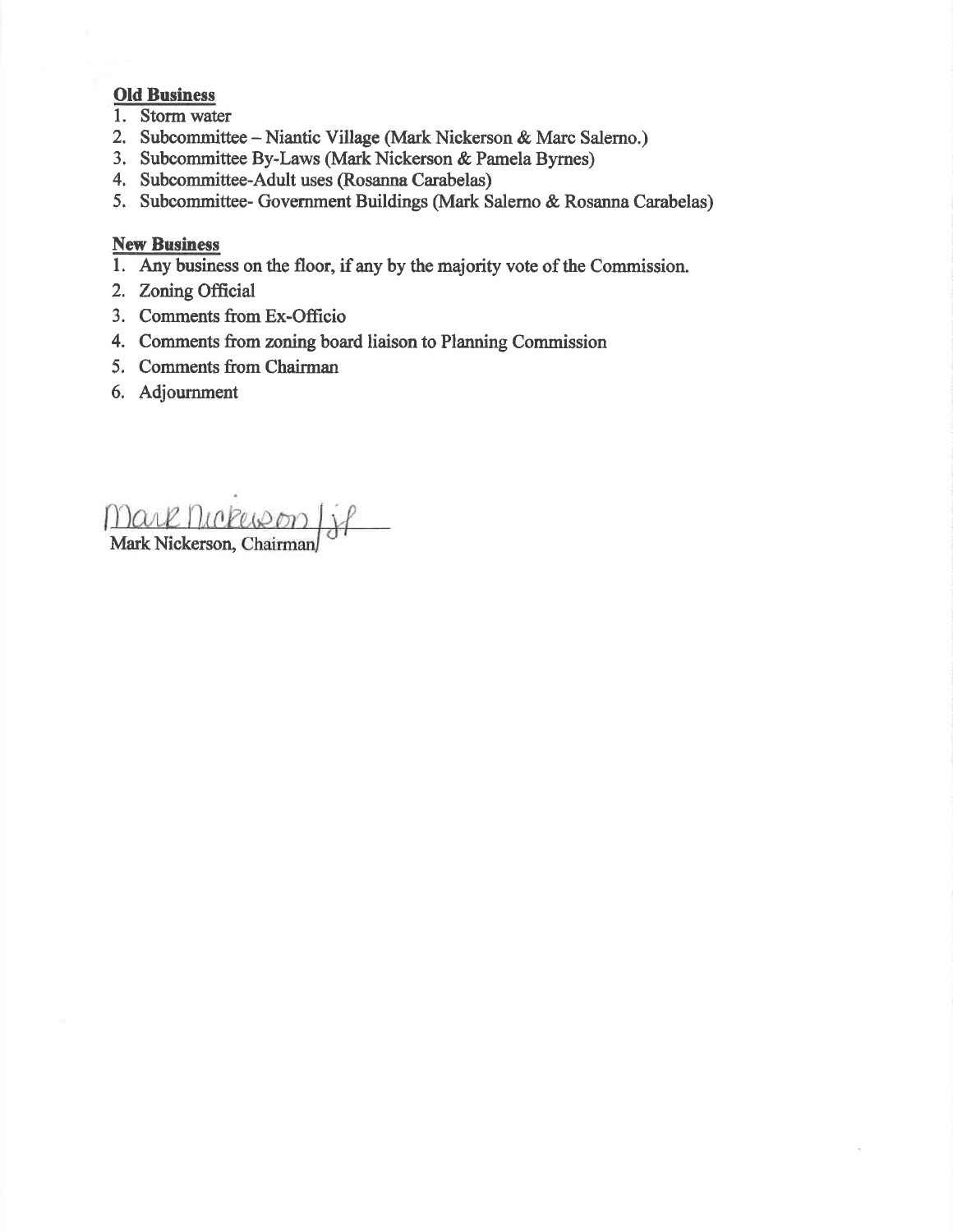**Old Business**

1. Storm water
2. Subcommittee – Niantic Village (Mark Nickerson & Marc Salerno.)
3. Subcommittee By-Laws (Mark Nickerson & Pamela Byrnes)
4. Subcommittee-Adult uses (Rosanna Carabelas)
5. Subcommittee- Government Buildings (Mark Salerno & Rosanna Carabelas)

**New Business**

1. Any business on the floor, if any by the majority vote of the Commission.
2. Zoning Official
3. Comments from Ex-Officio
4. Comments from zoning board liaison to Planning Commission
5. Comments from Chairman
6. Adjournment

Mark Nickerson / jf

Mark Nickerson, Chairman